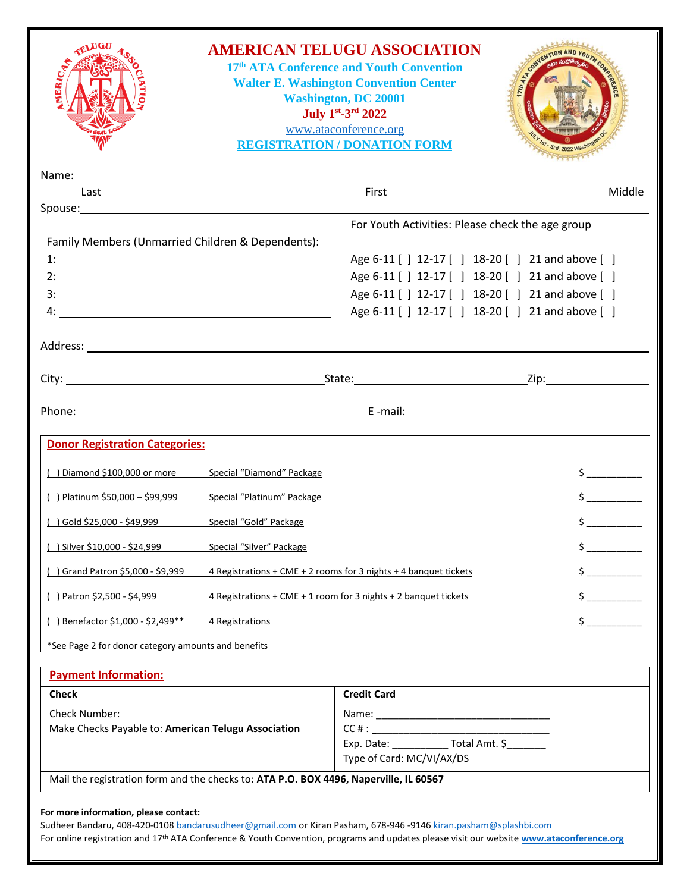# AMERICAN TELUGU ASSOCIATION

**17th ATA Conference and Youth Convention**
**Walter E. Washington Convention Center**
**Washington, DC 20001**
**July 1st-3rd 2022**
www.ataconference.org
**REGISTRATION / DONATION FORM**

Name: ______________________________________________

Last First Middle

Spouse: ____________________________________________

Family Members (Unmarried Children & Dependents):

For Youth Activities: Please check the age group

1: ______________________ Age 6-11 [ ] 12-17 [ ] 18-20 [ ] 21 and above [ ]

2: ______________________ Age 6-11 [ ] 12-17 [ ] 18-20 [ ] 21 and above [ ]

3: ______________________ Age 6-11 [ ] 12-17 [ ] 18-20 [ ] 21 and above [ ]

4: ______________________ Age 6-11 [ ] 12-17 [ ] 18-20 [ ] 21 and above [ ]

Address: ___________________________________________

City: ____________________ State: ____________________ Zip: ____________

Phone: ____________________ E -mail: ____________________

## Donor Registration Categories:

| Category | Package | Amount |
|---|---|---|
| ( ) Diamond $100,000 or more | Special "Diamond" Package | $ __________ |
| ( ) Platinum $50,000 – $99,999 | Special "Platinum" Package | $ __________ |
| ( ) Gold $25,000 - $49,999 | Special "Gold" Package | $ __________ |
| ( ) Silver $10,000 - $24,999 | Special "Silver" Package | $ __________ |
| ( ) Grand Patron $5,000 - $9,999 | 4 Registrations + CME + 2 rooms for 3 nights + 4 banquet tickets | $ __________ |
| ( ) Patron $2,500 - $4,999 | 4 Registrations + CME + 1 room for 3 nights + 2 banquet tickets | $ __________ |
| ( ) Benefactor $1,000 - $2,499** | 4 Registrations | $ __________ |

*See Page 2 for donor category amounts and benefits

## Payment Information:

| Check | Credit Card |
|---|---|
| Check Number:<br>Make Checks Payable to: **American Telugu Association** | Name: ______________________<br>CC # : ______________________<br>Exp. Date: __________ Total Amt. $_______<br>Type of Card: MC/VI/AX/DS |

Mail the registration form and the checks to: **ATA P.O. BOX 4496, Naperville, IL 60567**

**For more information, please contact:**

Sudheer Bandaru, 408-420-0108 bandarusudheer@gmail.com or Kiran Pasham, 678-946 -9146 kiran.pasham@splashbi.com

For online registration and 17th ATA Conference & Youth Convention, programs and updates please visit our website **www.ataconference.org**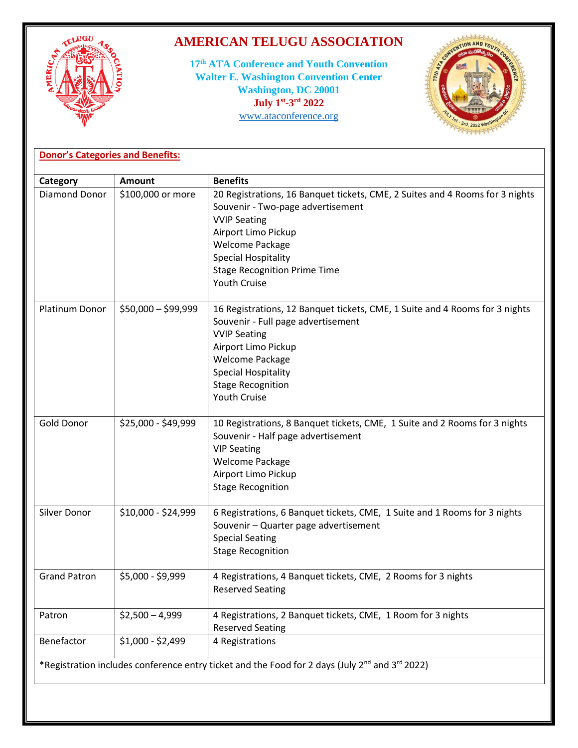# AMERICAN TELUGU ASSOCIATION

**17th ATA Conference and Youth Convention**
**Walter E. Washington Convention Center**
**Washington, DC 20001**
**July 1st-3rd 2022**
www.ataconference.org

**Donor's Categories and Benefits:**

| Category | Amount | Benefits |
|---|---|---|
| Diamond Donor | $100,000 or more | 20 Registrations, 16 Banquet tickets, CME, 2 Suites and 4 Rooms for 3 nights<br>Souvenir - Two-page advertisement<br>VVIP Seating<br>Airport Limo Pickup<br>Welcome Package<br>Special Hospitality<br>Stage Recognition Prime Time<br>Youth Cruise |
| Platinum Donor | $50,000 – $99,999 | 16 Registrations, 12 Banquet tickets, CME, 1 Suite and 4 Rooms for 3 nights<br>Souvenir - Full page advertisement<br>VVIP Seating<br>Airport Limo Pickup<br>Welcome Package<br>Special Hospitality<br>Stage Recognition<br>Youth Cruise |
| Gold Donor | $25,000 - $49,999 | 10 Registrations, 8 Banquet tickets, CME, 1 Suite and 2 Rooms for 3 nights<br>Souvenir - Half page advertisement<br>VIP Seating<br>Welcome Package<br>Airport Limo Pickup<br>Stage Recognition |
| Silver Donor | $10,000 - $24,999 | 6 Registrations, 6 Banquet tickets, CME, 1 Suite and 1 Rooms for 3 nights<br>Souvenir – Quarter page advertisement<br>Special Seating<br>Stage Recognition |
| Grand Patron | $5,000 - $9,999 | 4 Registrations, 4 Banquet tickets, CME, 2 Rooms for 3 nights<br>Reserved Seating |
| Patron | $2,500 – 4,999 | 4 Registrations, 2 Banquet tickets, CME, 1 Room for 3 nights<br>Reserved Seating |
| Benefactor | $1,000 - $2,499 | 4 Registrations |

*Registration includes conference entry ticket and the Food for 2 days (July 2nd and 3rd 2022)